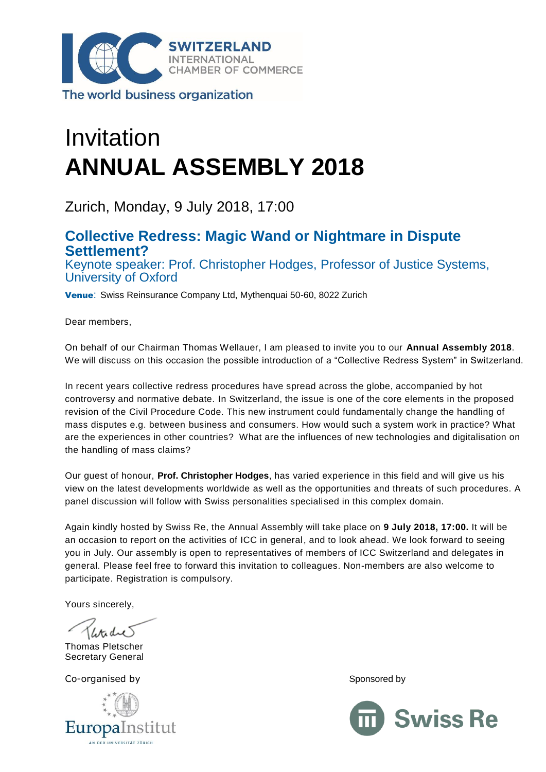SWITZERLAND
INTERNATIONAL
CHAMBER OF COMMERCE

The world business organization

# Invitation
# ANNUAL ASSEMBLY 2018

Zurich, Monday, 9 July 2018, 17:00

## Collective Redress: Magic Wand or Nightmare in Dispute Settlement?

Keynote speaker: Prof. Christopher Hodges, Professor of Justice Systems, University of Oxford

**Venue**: Swiss Reinsurance Company Ltd, Mythenquai 50-60, 8022 Zurich

Dear members,

On behalf of our Chairman Thomas Wellauer, I am pleased to invite you to our **Annual Assembly 2018**. We will discuss on this occasion the possible introduction of a "Collective Redress System" in Switzerland.

In recent years collective redress procedures have spread across the globe, accompanied by hot controversy and normative debate. In Switzerland, the issue is one of the core elements in the proposed revision of the Civil Procedure Code. This new instrument could fundamentally change the handling of mass disputes e.g. between business and consumers. How would such a system work in practice? What are the experiences in other countries? What are the influences of new technologies and digitalisation on the handling of mass claims?

Our guest of honour, **Prof. Christopher Hodges**, has varied experience in this field and will give us his view on the latest developments worldwide as well as the opportunities and threats of such procedures. A panel discussion will follow with Swiss personalities specialised in this complex domain.

Again kindly hosted by Swiss Re, the Annual Assembly will take place on **9 July 2018, 17:00.** It will be an occasion to report on the activities of ICC in general, and to look ahead. We look forward to seeing you in July. Our assembly is open to representatives of members of ICC Switzerland and delegates in general. Please feel free to forward this invitation to colleagues. Non-members are also welcome to participate. Registration is compulsory.

Yours sincerely,

Thomas Pletscher
Secretary General

Co-organised by

EuropaInstitut
AN DER UNIVERSITÄT ZÜRICH

Sponsored by

Swiss Re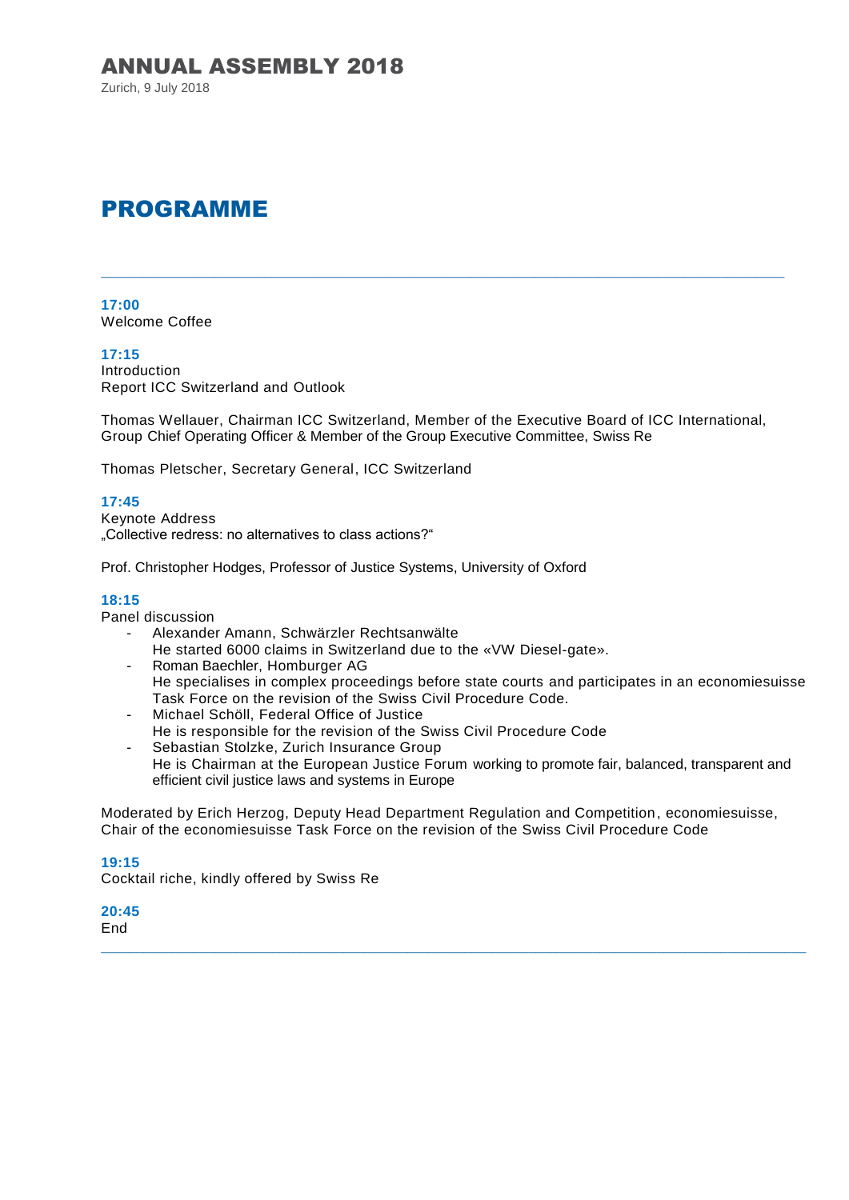# ANNUAL ASSEMBLY 2018

Zurich, 9 July 2018

## PROGRAMME

---

**17:00**
Welcome Coffee

**17:15**
Introduction
Report ICC Switzerland and Outlook

Thomas Wellauer, Chairman ICC Switzerland, Member of the Executive Board of ICC International, Group Chief Operating Officer & Member of the Group Executive Committee, Swiss Re

Thomas Pletscher, Secretary General, ICC Switzerland

**17:45**
Keynote Address
„Collective redress: no alternatives to class actions?“

Prof. Christopher Hodges, Professor of Justice Systems, University of Oxford

**18:15**
Panel discussion

- Alexander Amann, Schwärzler Rechtsanwälte
  He started 6000 claims in Switzerland due to the «VW Diesel-gate».
- Roman Baechler, Homburger AG
  He specialises in complex proceedings before state courts and participates in an economiesuisse Task Force on the revision of the Swiss Civil Procedure Code.
- Michael Schöll, Federal Office of Justice
  He is responsible for the revision of the Swiss Civil Procedure Code
- Sebastian Stolzke, Zurich Insurance Group
  He is Chairman at the European Justice Forum working to promote fair, balanced, transparent and efficient civil justice laws and systems in Europe

Moderated by Erich Herzog, Deputy Head Department Regulation and Competition, economiesuisse, Chair of the economiesuisse Task Force on the revision of the Swiss Civil Procedure Code

**19:15**
Cocktail riche, kindly offered by Swiss Re

**20:45**
End

---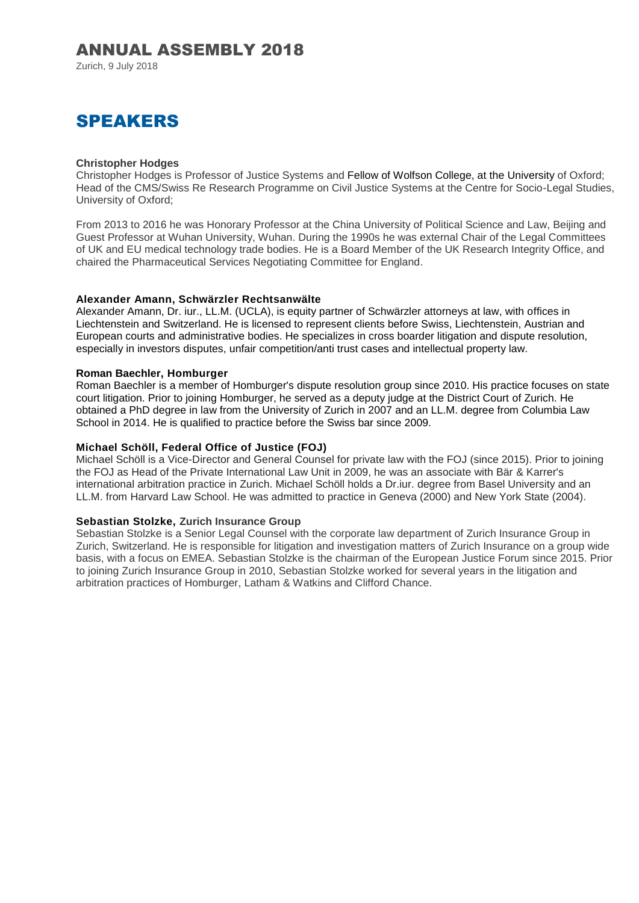# ANNUAL ASSEMBLY 2018

Zurich, 9 July 2018

## SPEAKERS

**Christopher Hodges**

Christopher Hodges is Professor of Justice Systems and Fellow of Wolfson College, at the University of Oxford; Head of the CMS/Swiss Re Research Programme on Civil Justice Systems at the Centre for Socio-Legal Studies, University of Oxford;

From 2013 to 2016 he was Honorary Professor at the China University of Political Science and Law, Beijing and Guest Professor at Wuhan University, Wuhan. During the 1990s he was external Chair of the Legal Committees of UK and EU medical technology trade bodies. He is a Board Member of the UK Research Integrity Office, and chaired the Pharmaceutical Services Negotiating Committee for England.

**Alexander Amann, Schwärzler Rechtsanwälte**

Alexander Amann, Dr. iur., LL.M. (UCLA), is equity partner of Schwärzler attorneys at law, with offices in Liechtenstein and Switzerland. He is licensed to represent clients before Swiss, Liechtenstein, Austrian and European courts and administrative bodies. He specializes in cross boarder litigation and dispute resolution, especially in investors disputes, unfair competition/anti trust cases and intellectual property law.

**Roman Baechler, Homburger**

Roman Baechler is a member of Homburger's dispute resolution group since 2010. His practice focuses on state court litigation. Prior to joining Homburger, he served as a deputy judge at the District Court of Zurich. He obtained a PhD degree in law from the University of Zurich in 2007 and an LL.M. degree from Columbia Law School in 2014. He is qualified to practice before the Swiss bar since 2009.

**Michael Schöll, Federal Office of Justice (FOJ)**

Michael Schöll is a Vice-Director and General Counsel for private law with the FOJ (since 2015). Prior to joining the FOJ as Head of the Private International Law Unit in 2009, he was an associate with Bär & Karrer's international arbitration practice in Zurich. Michael Schöll holds a Dr.iur. degree from Basel University and an LL.M. from Harvard Law School. He was admitted to practice in Geneva (2000) and New York State (2004).

**Sebastian Stolzke, Zurich Insurance Group**

Sebastian Stolzke is a Senior Legal Counsel with the corporate law department of Zurich Insurance Group in Zurich, Switzerland. He is responsible for litigation and investigation matters of Zurich Insurance on a group wide basis, with a focus on EMEA. Sebastian Stolzke is the chairman of the European Justice Forum since 2015. Prior to joining Zurich Insurance Group in 2010, Sebastian Stolzke worked for several years in the litigation and arbitration practices of Homburger, Latham & Watkins and Clifford Chance.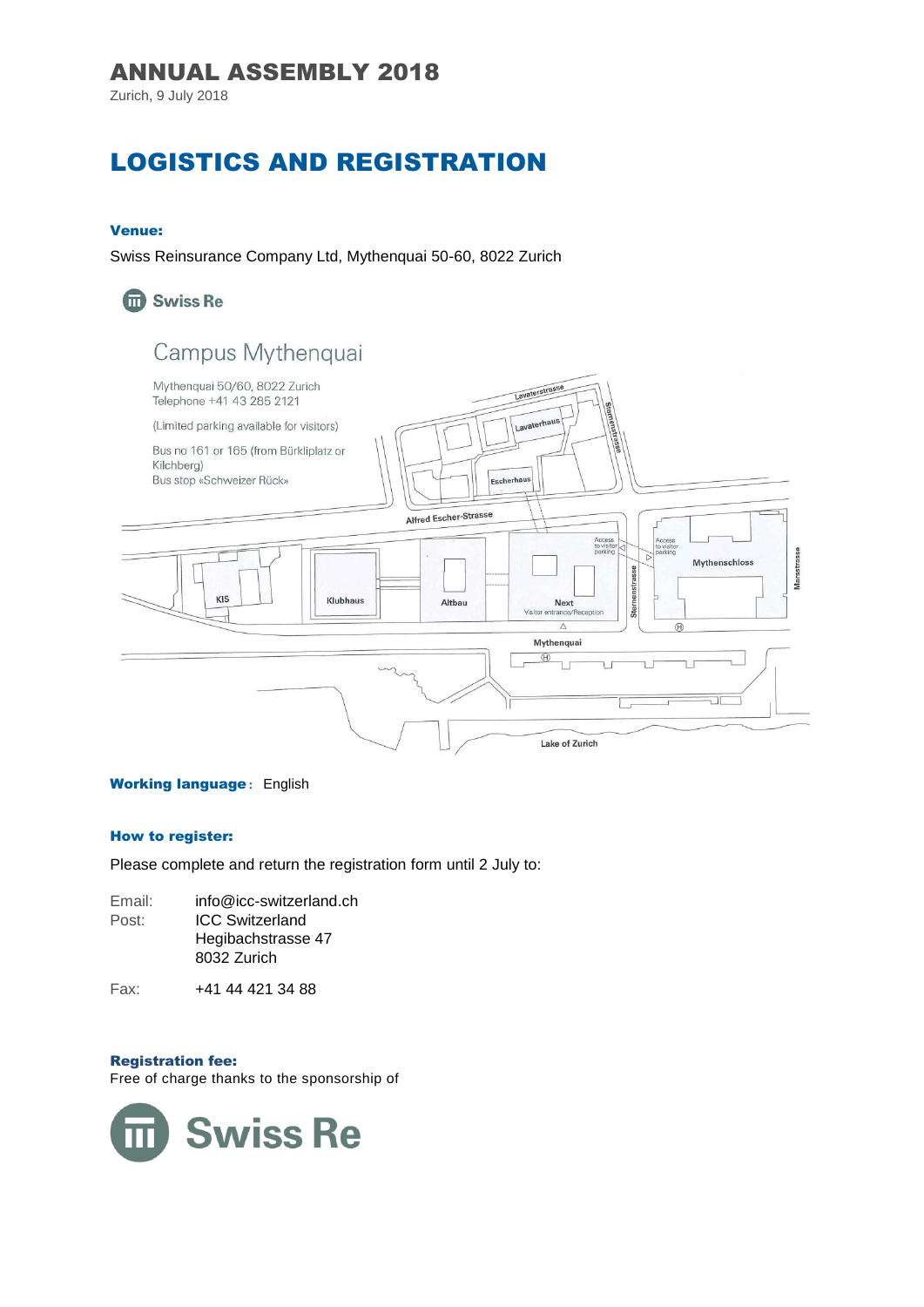# ANNUAL ASSEMBLY 2018

Zurich, 9 July 2018

## LOGISTICS AND REGISTRATION

### Venue:

Swiss Reinsurance Company Ltd, Mythenquai 50-60, 8022 Zurich

Swiss Re

Campus Mythenquai

Mythenquai 50/60, 8022 Zurich
Telephone +41 43 285 2121

(Limited parking available for visitors)

Bus no 161 or 165 (from Bürkliplatz or Kilchberg)
Bus stop «Schweizer Rück»

Lavaterstrasse, Lavaterhaus, Sternenstrasse, Escherhaus, Alfred Escher-Strasse, Access to visitor parking, Access to visitor parking, Mythenschloss, Mürtschstrasse, KIS, Klubhaus, Altbau, Next, Visitor entrance/Reception, Sternenstrasse, Mythenquai, Lake of Zurich

**Working language**: English

### How to register:

Please complete and return the registration form until 2 July to:

Email: info@icc-switzerland.ch

Post: ICC Switzerland
Hegibachstrasse 47
8032 Zurich

Fax: +41 44 421 34 88

### Registration fee:

Free of charge thanks to the sponsorship of

Swiss Re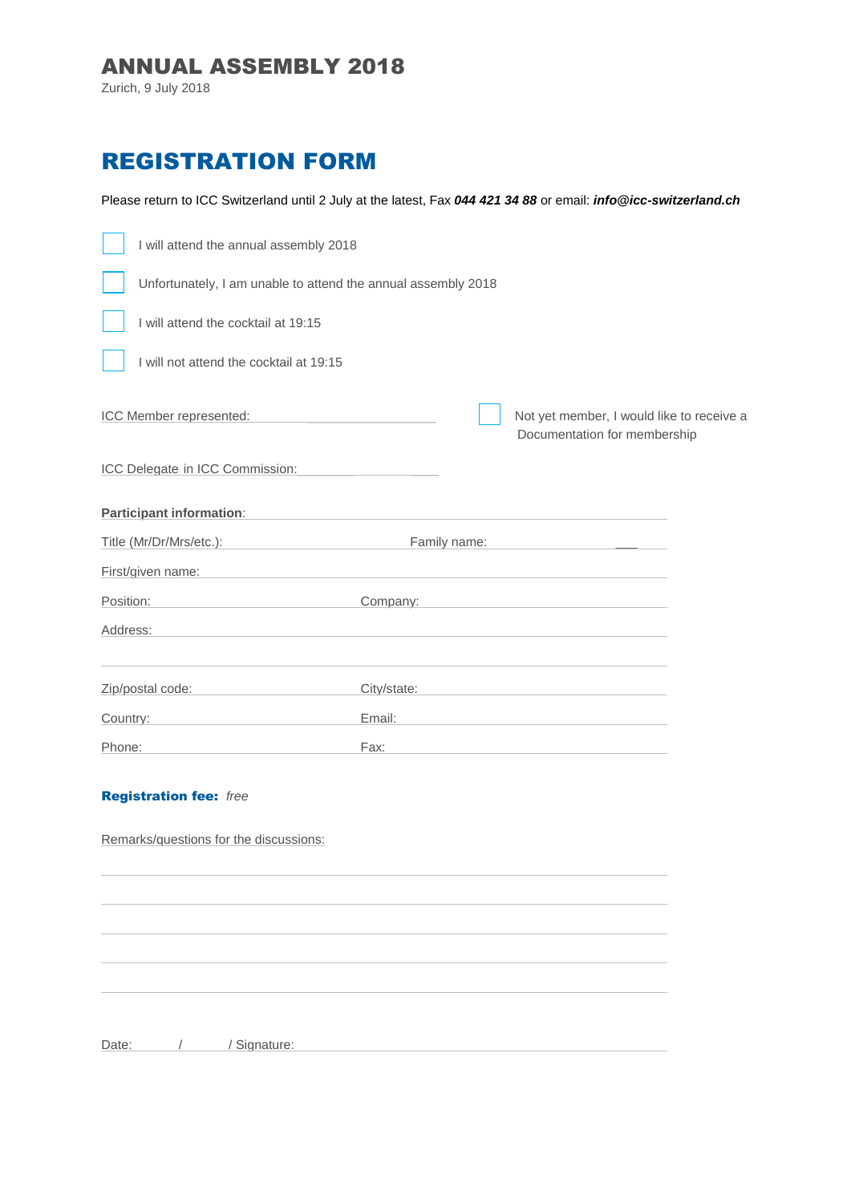# ANNUAL ASSEMBLY 2018

Zurich, 9 July 2018

# REGISTRATION FORM

Please return to ICC Switzerland until 2 July at the latest, Fax ***044 421 34 88*** or email: ***info@icc-switzerland.ch***

☐ I will attend the annual assembly 2018

☐ Unfortunately, I am unable to attend the annual assembly 2018

☐ I will attend the cocktail at 19:15

☐ I will not attend the cocktail at 19:15

ICC Member represented: ____________________

☐ Not yet member, I would like to receive a Documentation for membership

ICC Delegate in ICC Commission: ____________________

**Participant information**:

Title (Mr/Dr/Mrs/etc.): ____________ Family name: ____________

First/given name: ____________

Position: ____________ Company: ____________

Address: ____________

____________

Zip/postal code: ____________ City/state: ____________

Country: ____________ Email: ____________

Phone: ____________ Fax: ____________

**Registration fee:** *free*

Remarks/questions for the discussions:

____________

____________

____________

____________

____________

Date: ____ / ____ / Signature: ____________